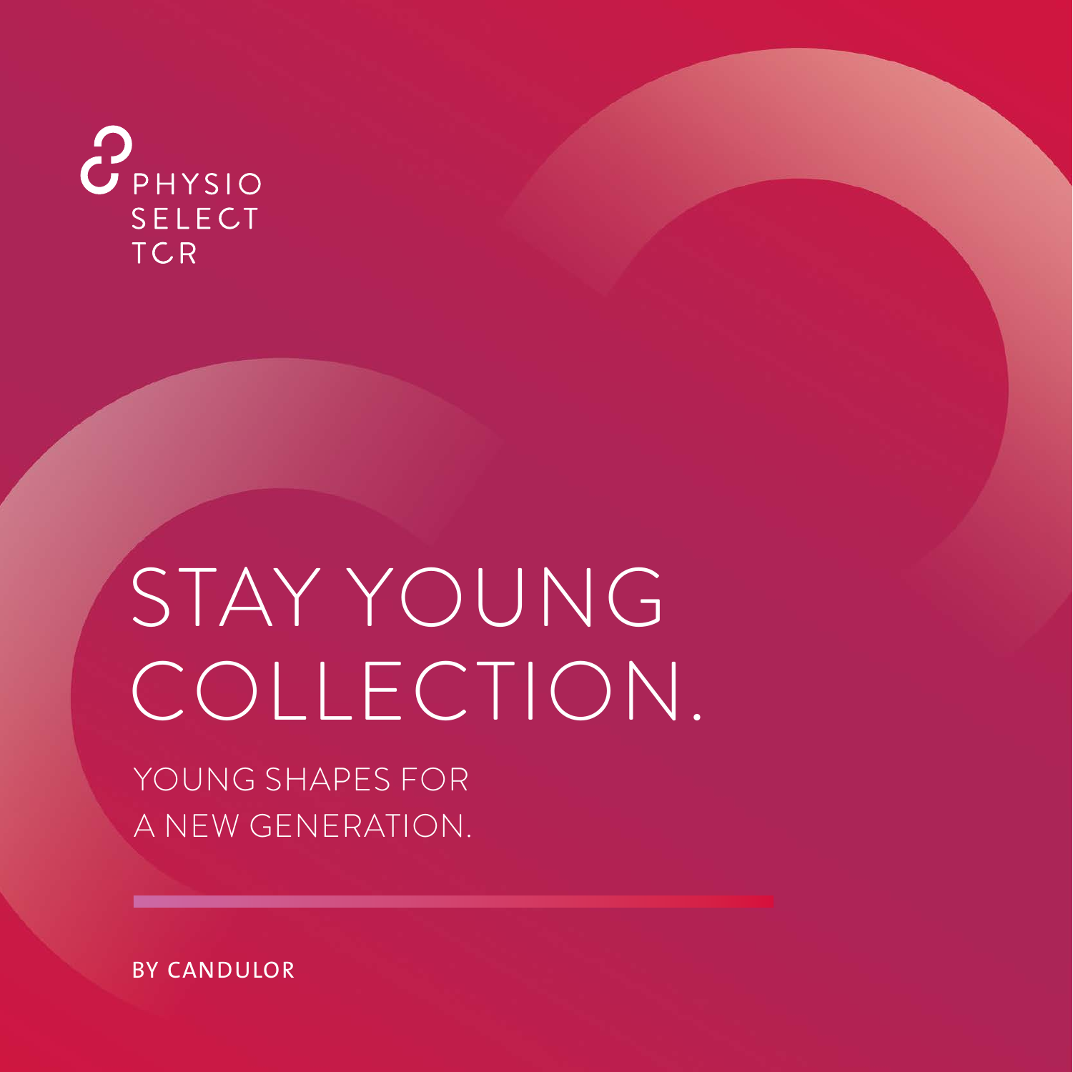PHYSIO
SELECT
TCR

# STAY YOUNG COLLECTION.

YOUNG SHAPES FOR
A NEW GENERATION.

BY CANDULOR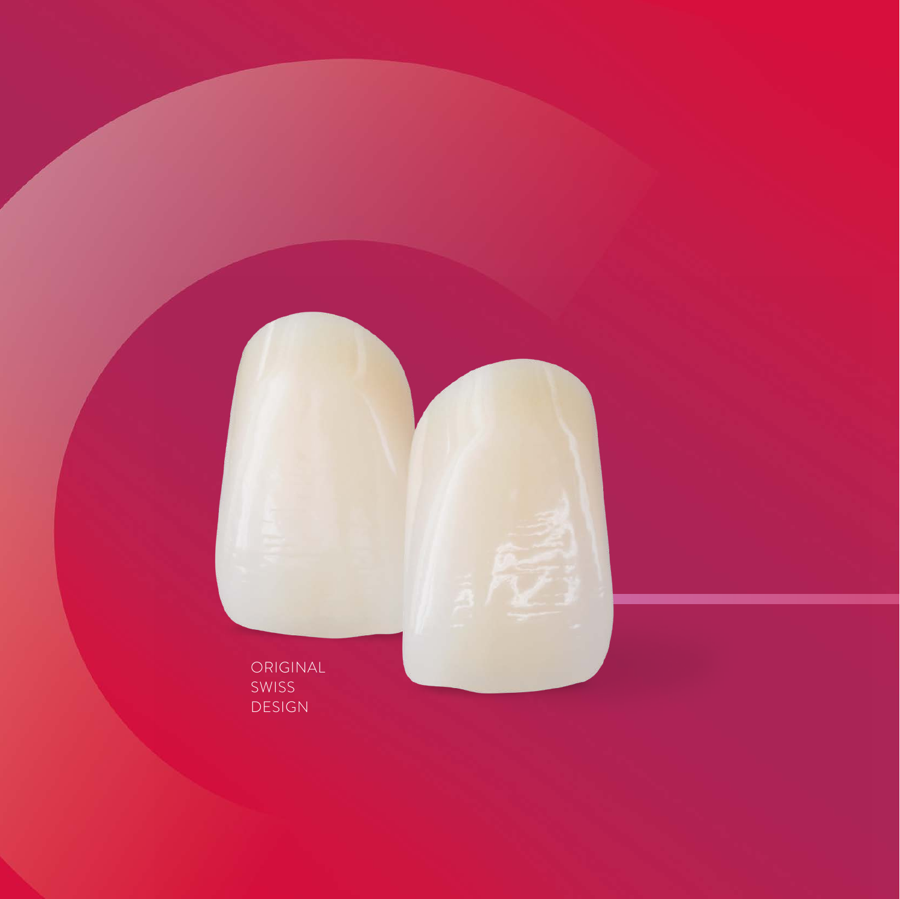ORIGINAL
SWISS
DESIGN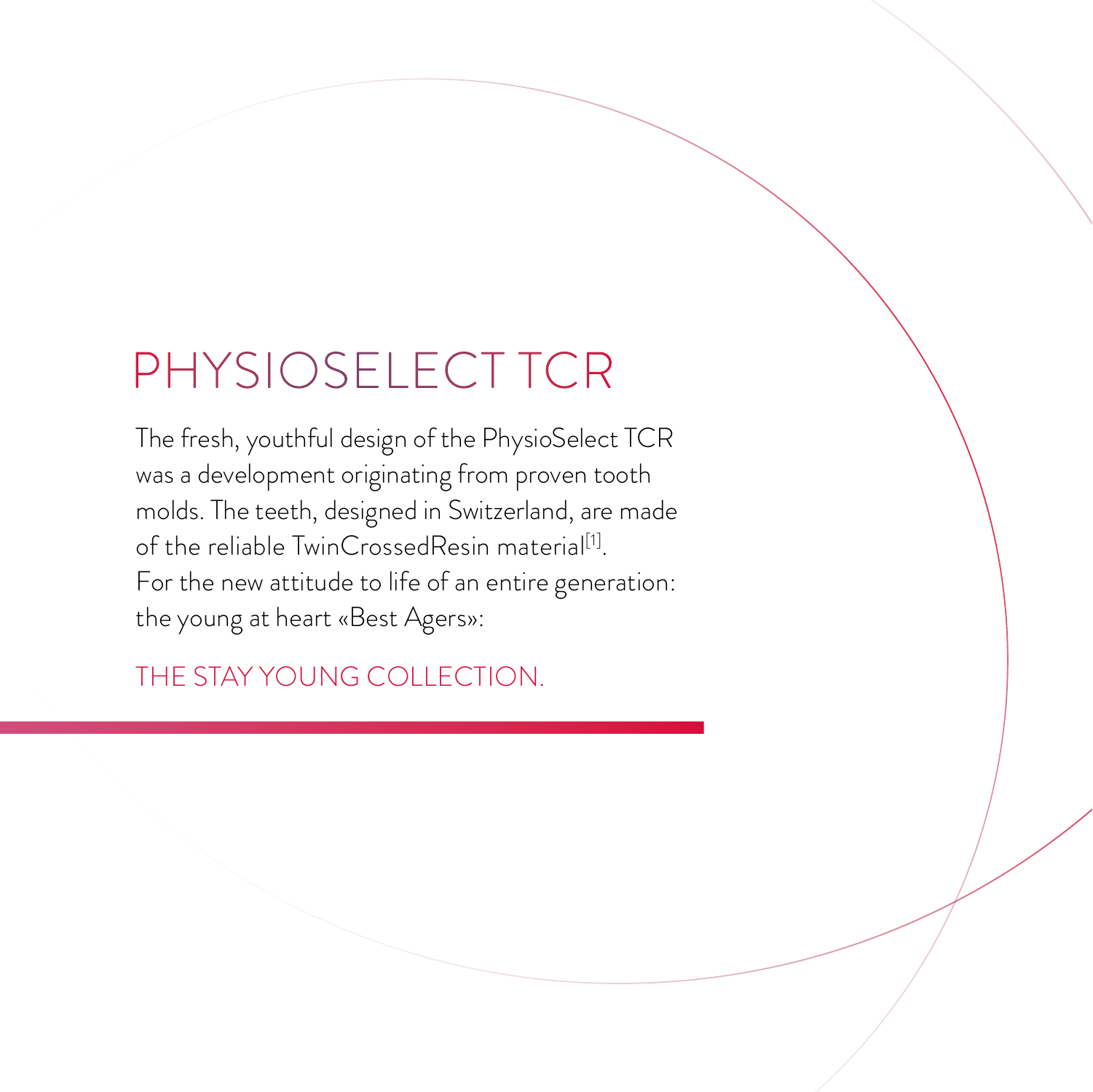# PHYSIOSELECT TCR

The fresh, youthful design of the PhysioSelect TCR was a development originating from proven tooth molds. The teeth, designed in Switzerland, are made of the reliable TwinCrossedResin material[1].
For the new attitude to life of an entire generation: the young at heart «Best Agers»:

THE STAY YOUNG COLLECTION.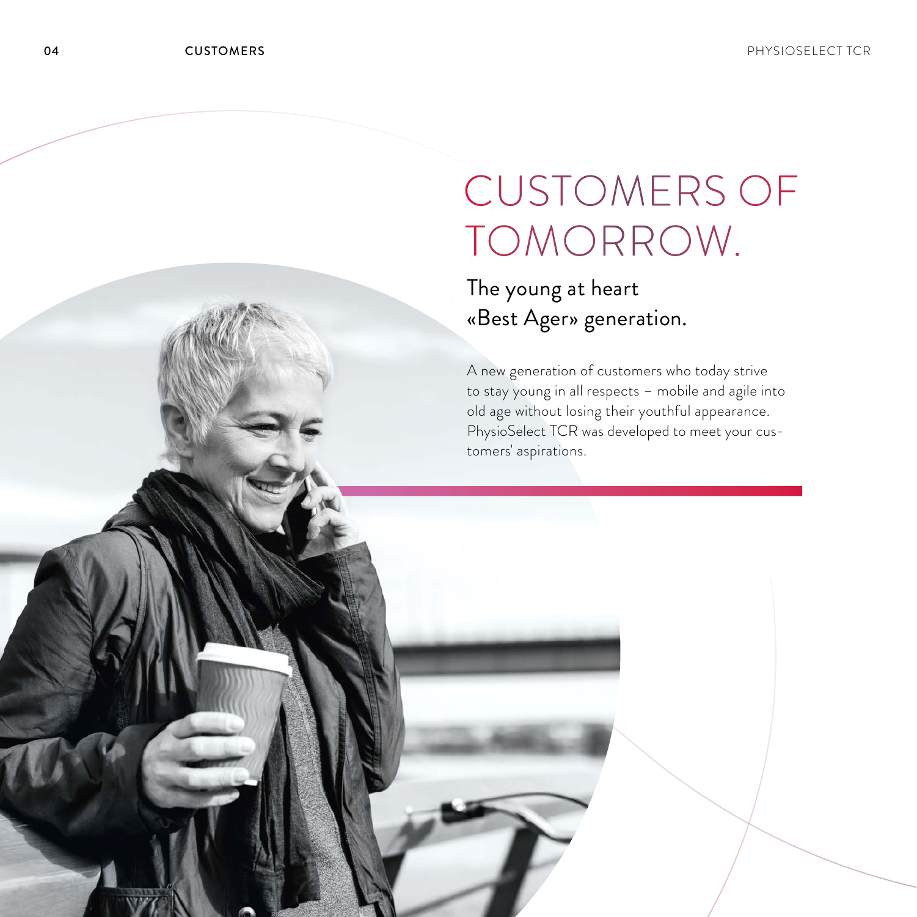# CUSTOMERS OF TOMORROW.

## The young at heart «Best Ager» generation.

A new generation of customers who today strive to stay young in all respects – mobile and agile into old age without losing their youthful appearance. PhysioSelect TCR was developed to meet your customers' aspirations.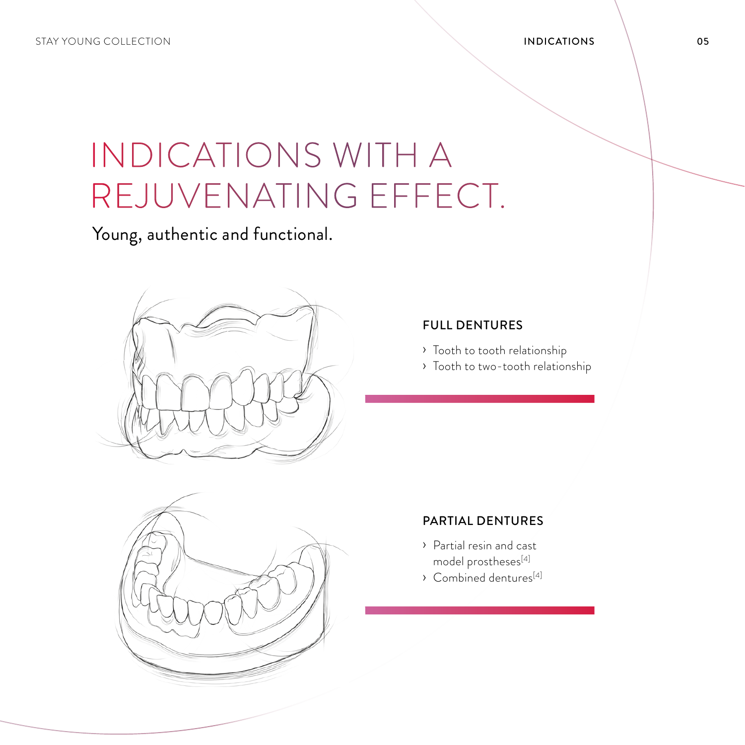# INDICATIONS WITH A REJUVENATING EFFECT.

Young, authentic and functional.

### FULL DENTURES

- Tooth to tooth relationship
- Tooth to two-tooth relationship

### PARTIAL DENTURES

- Partial resin and cast model prostheses[4]
- Combined dentures[4]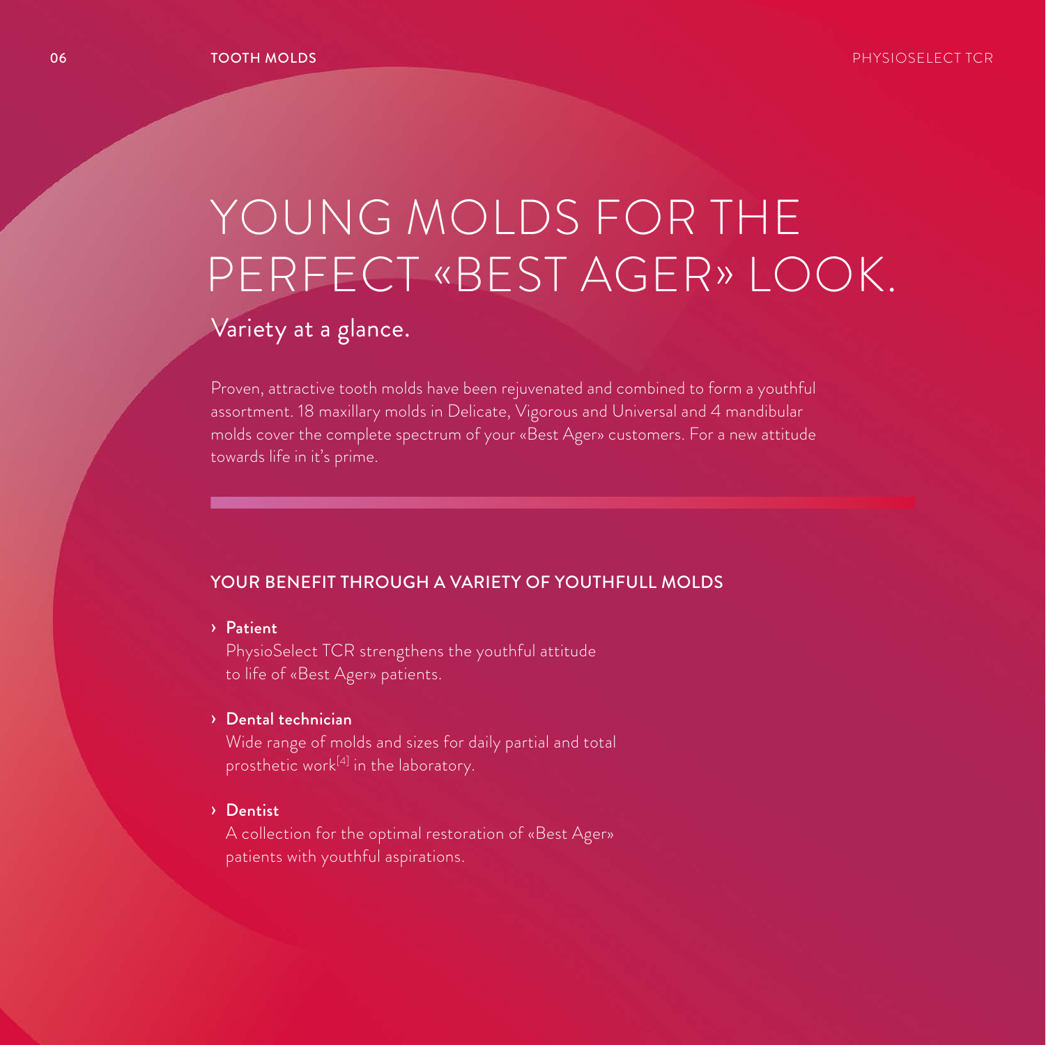# YOUNG MOLDS FOR THE PERFECT «BEST AGER» LOOK.

## Variety at a glance.

Proven, attractive tooth molds have been rejuvenated and combined to form a youthful assortment. 18 maxillary molds in Delicate, Vigorous and Universal and 4 mandibular molds cover the complete spectrum of your «Best Ager» customers. For a new attitude towards life in it's prime.

### YOUR BENEFIT THROUGH A VARIETY OF YOUTHFULL MOLDS

- **Patient**
  PhysioSelect TCR strengthens the youthful attitude to life of «Best Ager» patients.

- **Dental technician**
  Wide range of molds and sizes for daily partial and total prosthetic work[4] in the laboratory.

- **Dentist**
  A collection for the optimal restoration of «Best Ager» patients with youthful aspirations.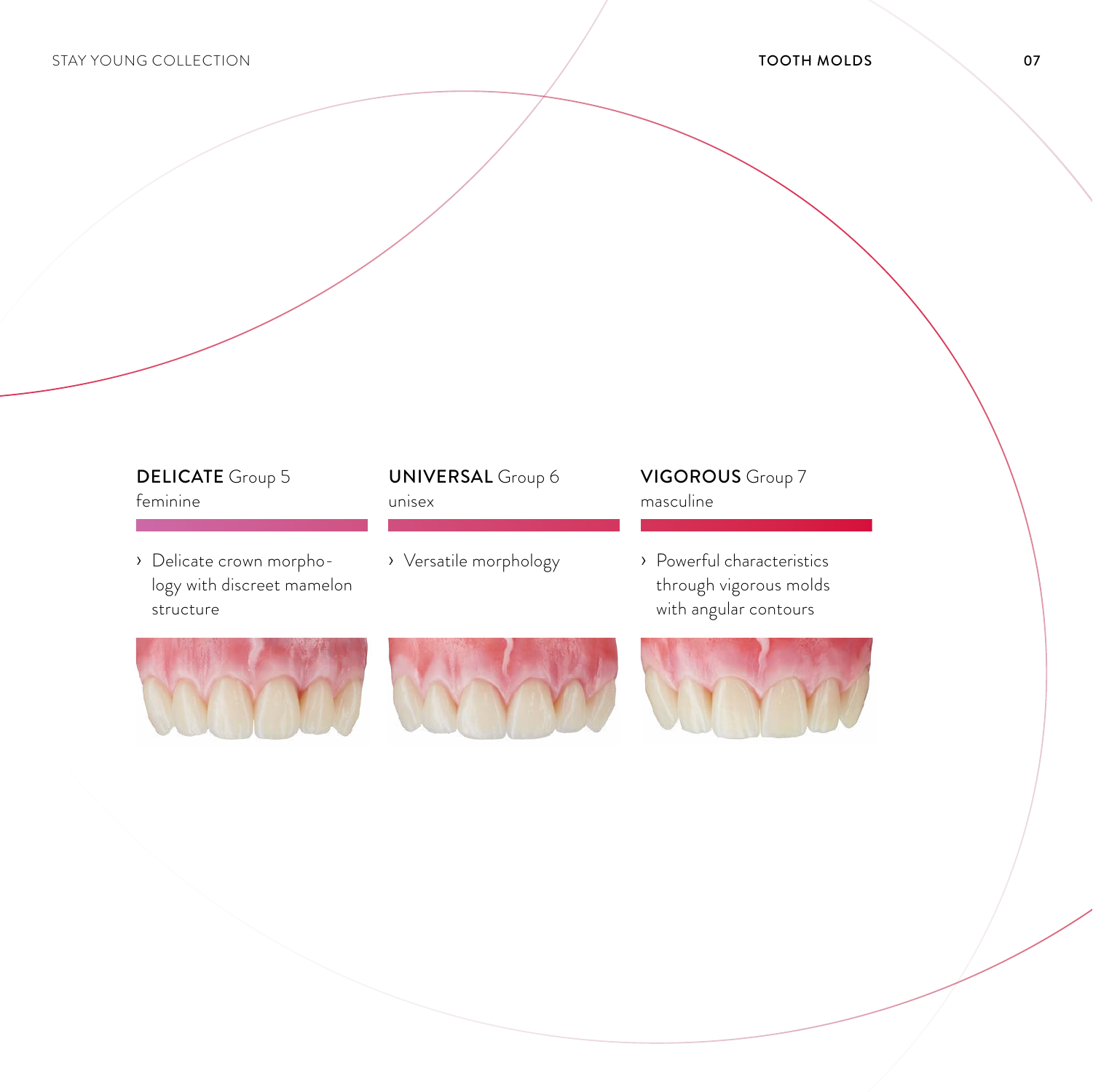### **DELICATE** Group 5
feminine

- Delicate crown morphology with discreet mamelon structure

### **UNIVERSAL** Group 6
unisex

- Versatile morphology

### **VIGOROUS** Group 7
masculine

- Powerful characteristics through vigorous molds with angular contours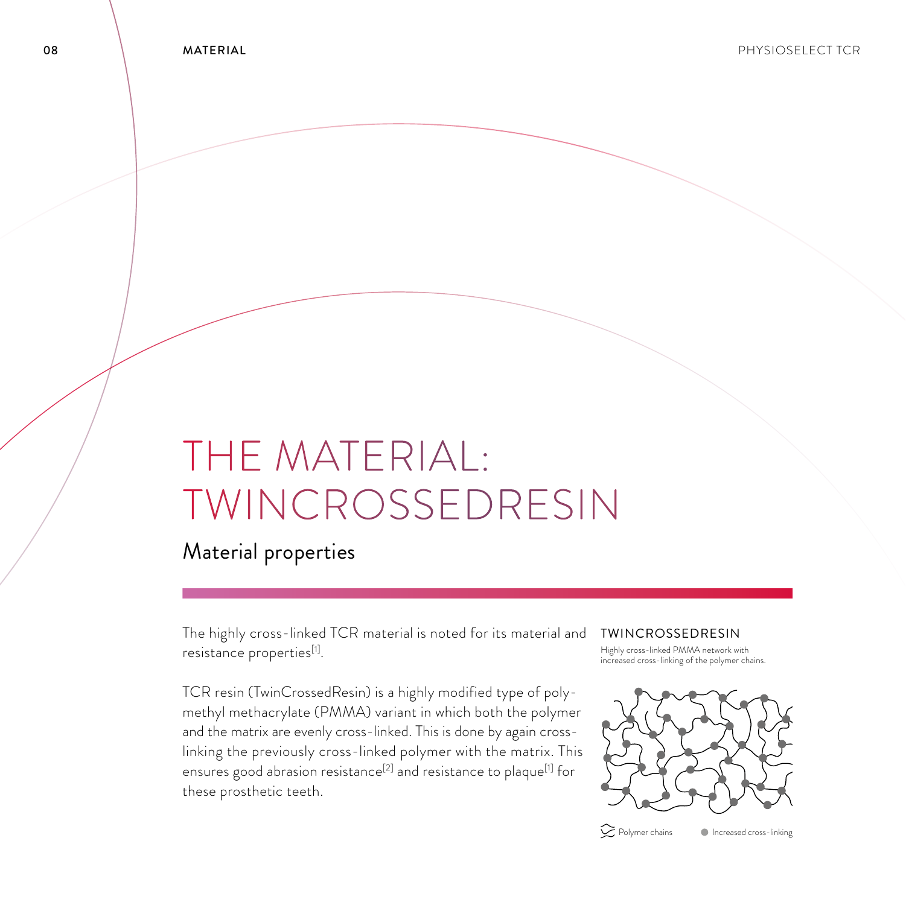# THE MATERIAL: TWINCROSSEDRESIN

## Material properties

The highly cross-linked TCR material is noted for its material and resistance properties[1].

TCR resin (TwinCrossedResin) is a highly modified type of polymethyl methacrylate (PMMA) variant in which both the polymer and the matrix are evenly cross-linked. This is done by again cross-linking the previously cross-linked polymer with the matrix. This ensures good abrasion resistance[2] and resistance to plaque[1] for these prosthetic teeth.

### TWINCROSSEDRESIN

Highly cross-linked PMMA network with increased cross-linking of the polymer chains.

Polymer chains    Increased cross-linking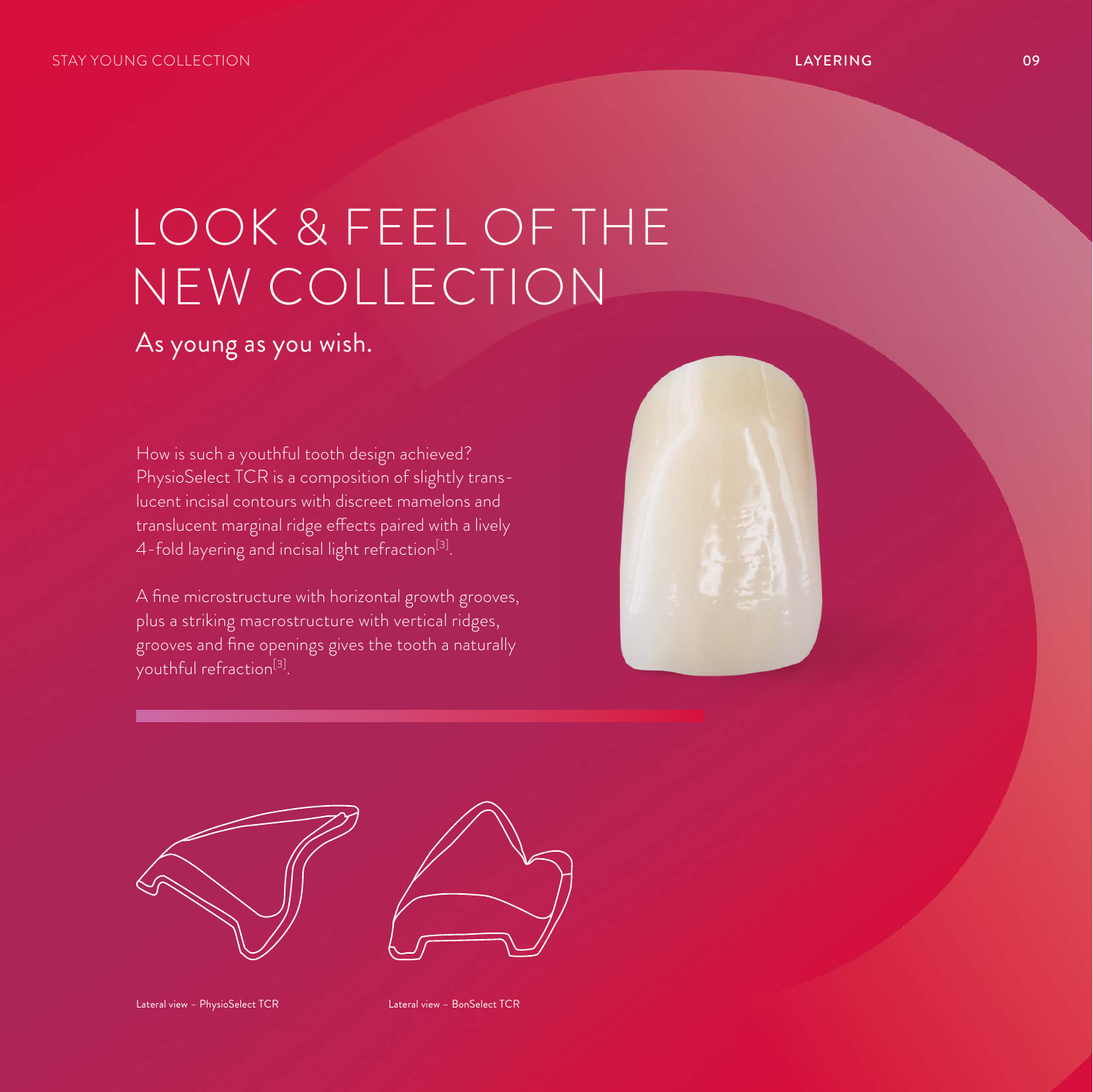# LOOK & FEEL OF THE NEW COLLECTION

## As young as you wish.

How is such a youthful tooth design achieved? PhysioSelect TCR is a composition of slightly translucent incisal contours with discreet mamelons and translucent marginal ridge effects paired with a lively 4-fold layering and incisal light refraction[3].

A fine microstructure with horizontal growth grooves, plus a striking macrostructure with vertical ridges, grooves and fine openings gives the tooth a naturally youthful refraction[3].

Lateral view – PhysioSelect TCR

Lateral view – BonSelect TCR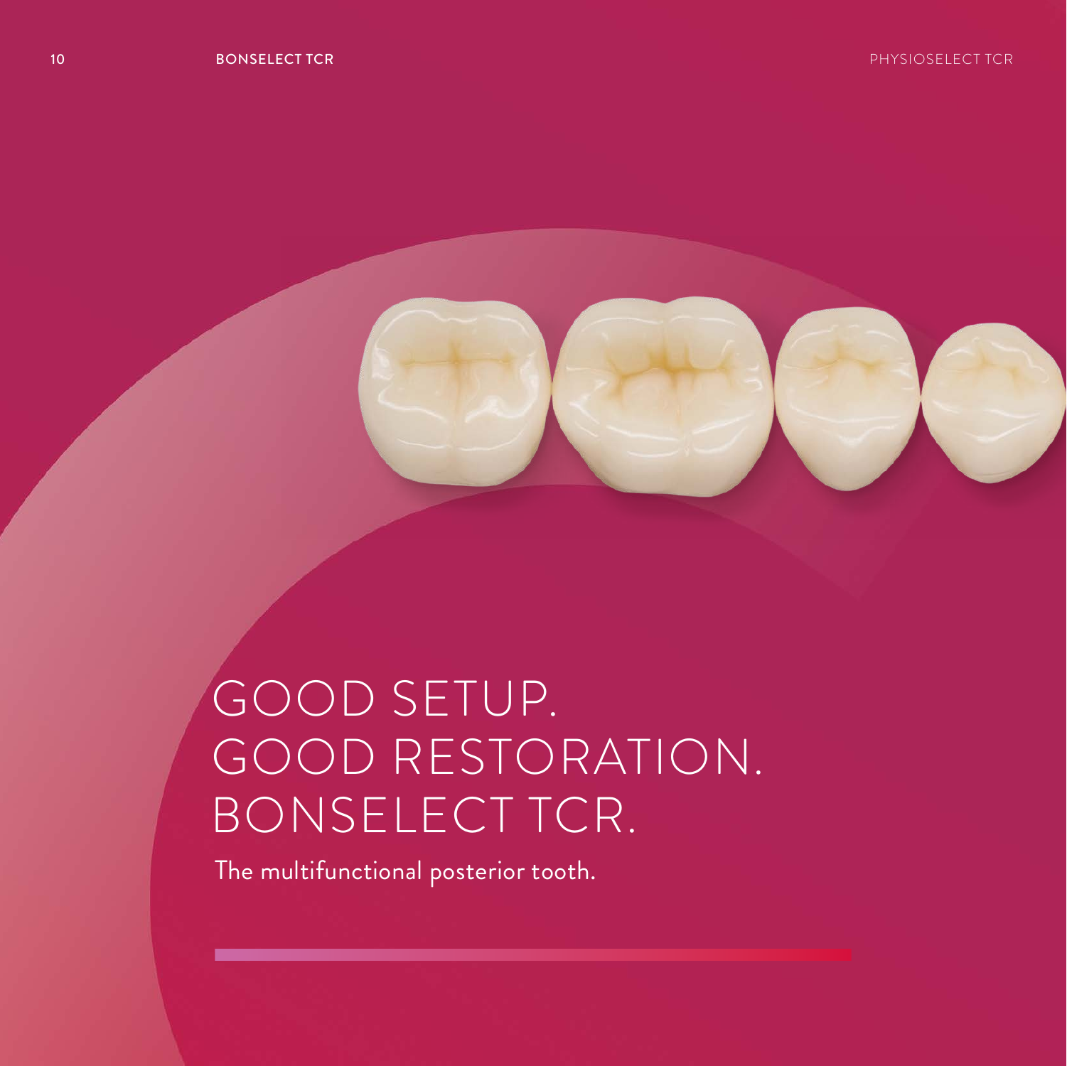# GOOD SETUP.
# GOOD RESTORATION.
# BONSELECT TCR.

The multifunctional posterior tooth.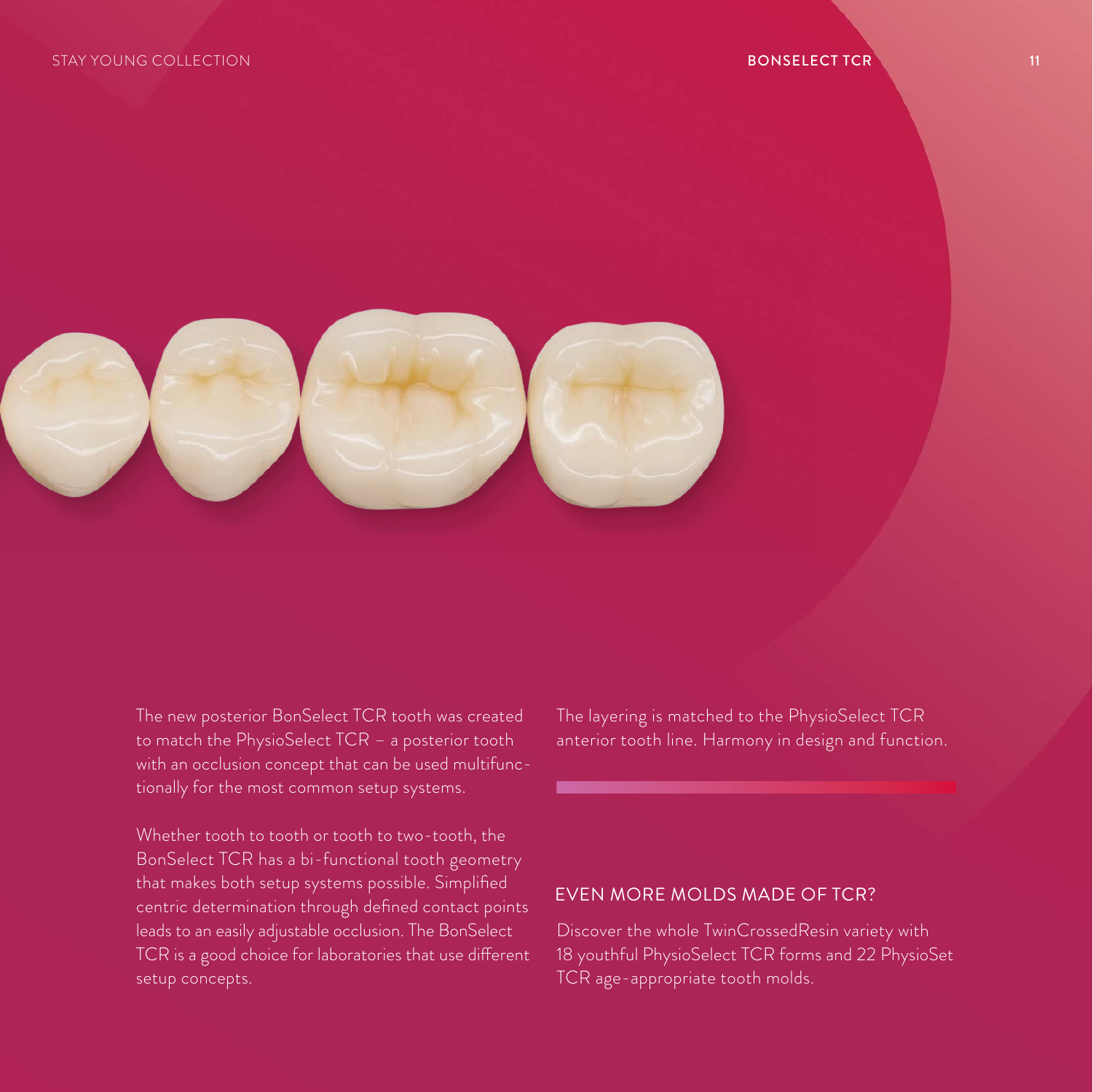The new posterior BonSelect TCR tooth was created to match the PhysioSelect TCR – a posterior tooth with an occlusion concept that can be used multifunctionally for the most common setup systems.

Whether tooth to tooth or tooth to two-tooth, the BonSelect TCR has a bi-functional tooth geometry that makes both setup systems possible. Simplified centric determination through defined contact points leads to an easily adjustable occlusion. The BonSelect TCR is a good choice for laboratories that use different setup concepts.

The layering is matched to the PhysioSelect TCR anterior tooth line. Harmony in design and function.

## EVEN MORE MOLDS MADE OF TCR?

Discover the whole TwinCrossedResin variety with 18 youthful PhysioSelect TCR forms and 22 PhysioSet TCR age-appropriate tooth molds.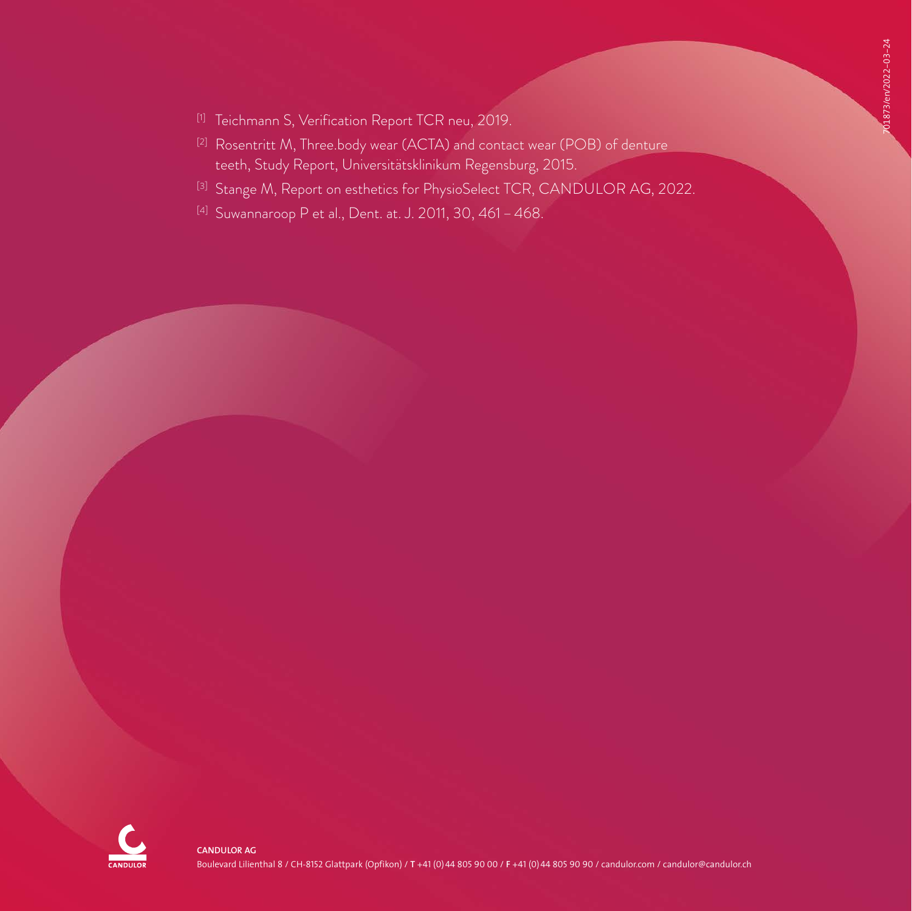[1] Teichmann S, Verification Report TCR neu, 2019.

[2] Rosentritt M, Three.body wear (ACTA) and contact wear (POB) of denture teeth, Study Report, Universitätsklinikum Regensburg, 2015.

[3] Stange M, Report on esthetics for PhysioSelect TCR, CANDULOR AG, 2022.

[4] Suwannaroop P et al., Dent. at. J. 2011, 30, 461 – 468.

701873/en/2022-03-24

CANDULOR

**CANDULOR AG**

Boulevard Lilienthal 8 / CH-8152 Glattpark (Opfikon) / **T** +41 (0) 44 805 90 00 / **F** +41 (0) 44 805 90 90 / candulor.com / candulor@candulor.ch